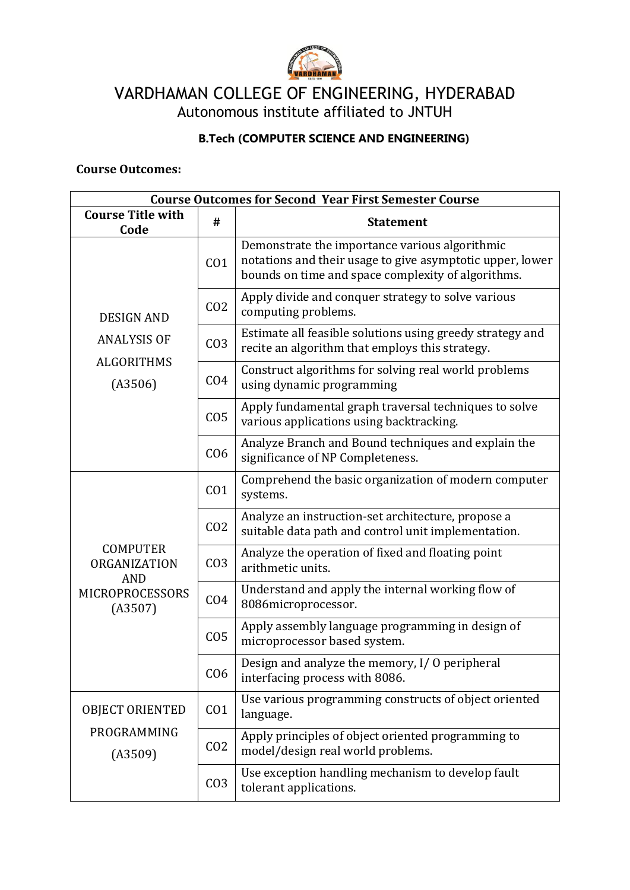# VARDHAMAN COLLEGE OF ENGINEERING, HYDERABAD

Autonomous institute affiliated to JNTUH

**B.Tech (COMPUTER SCIENCE AND ENGINEERING)**

**Course Outcomes:**

| Course Outcomes for Second Year First Semester Course | | |
|---|---|---|
| **Course Title with Code** | **#** | **Statement** |
| DESIGN AND ANALYSIS OF ALGORITHMS (A3506) | CO1 | Demonstrate the importance various algorithmic notations and their usage to give asymptotic upper, lower bounds on time and space complexity of algorithms. |
| | CO2 | Apply divide and conquer strategy to solve various computing problems. |
| | CO3 | Estimate all feasible solutions using greedy strategy and recite an algorithm that employs this strategy. |
| | CO4 | Construct algorithms for solving real world problems using dynamic programming |
| | CO5 | Apply fundamental graph traversal techniques to solve various applications using backtracking. |
| | CO6 | Analyze Branch and Bound techniques and explain the significance of NP Completeness. |
| COMPUTER ORGANIZATION AND MICROPROCESSORS (A3507) | CO1 | Comprehend the basic organization of modern computer systems. |
| | CO2 | Analyze an instruction-set architecture, propose a suitable data path and control unit implementation. |
| | CO3 | Analyze the operation of fixed and floating point arithmetic units. |
| | CO4 | Understand and apply the internal working flow of 8086microprocessor. |
| | CO5 | Apply assembly language programming in design of microprocessor based system. |
| | CO6 | Design and analyze the memory, I/ O peripheral interfacing process with 8086. |
| OBJECT ORIENTED PROGRAMMING (A3509) | CO1 | Use various programming constructs of object oriented language. |
| | CO2 | Apply principles of object oriented programming to model/design real world problems. |
| | CO3 | Use exception handling mechanism to develop fault tolerant applications. |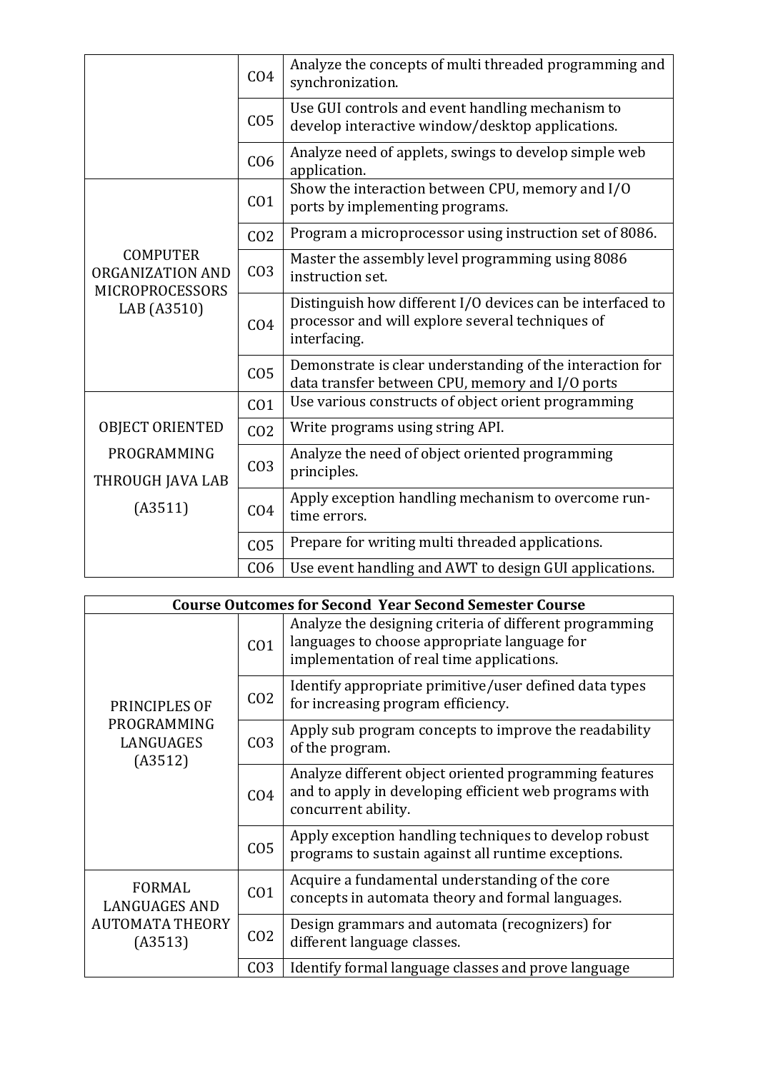| | | |
|---|---|---|
| | CO4 | Analyze the concepts of multi threaded programming and synchronization. |
| | CO5 | Use GUI controls and event handling mechanism to develop interactive window/desktop applications. |
| | CO6 | Analyze need of applets, swings to develop simple web application. |
| COMPUTER ORGANIZATION AND MICROPROCESSORS LAB (A3510) | CO1 | Show the interaction between CPU, memory and I/O ports by implementing programs. |
| | CO2 | Program a microprocessor using instruction set of 8086. |
| | CO3 | Master the assembly level programming using 8086 instruction set. |
| | CO4 | Distinguish how different I/O devices can be interfaced to processor and will explore several techniques of interfacing. |
| | CO5 | Demonstrate is clear understanding of the interaction for data transfer between CPU, memory and I/O ports |
| OBJECT ORIENTED PROGRAMMING THROUGH JAVA LAB (A3511) | CO1 | Use various constructs of object orient programming |
| | CO2 | Write programs using string API. |
| | CO3 | Analyze the need of object oriented programming principles. |
| | CO4 | Apply exception handling mechanism to overcome run-time errors. |
| | CO5 | Prepare for writing multi threaded applications. |
| | CO6 | Use event handling and AWT to design GUI applications. |

| **Course Outcomes for Second Year Second Semester Course** | | |
|---|---|---|
| PRINCIPLES OF PROGRAMMING LANGUAGES (A3512) | CO1 | Analyze the designing criteria of different programming languages to choose appropriate language for implementation of real time applications. |
| | CO2 | Identify appropriate primitive/user defined data types for increasing program efficiency. |
| | CO3 | Apply sub program concepts to improve the readability of the program. |
| | CO4 | Analyze different object oriented programming features and to apply in developing efficient web programs with concurrent ability. |
| | CO5 | Apply exception handling techniques to develop robust programs to sustain against all runtime exceptions. |
| FORMAL LANGUAGES AND AUTOMATA THEORY (A3513) | CO1 | Acquire a fundamental understanding of the core concepts in automata theory and formal languages. |
| | CO2 | Design grammars and automata (recognizers) for different language classes. |
| | CO3 | Identify formal language classes and prove language |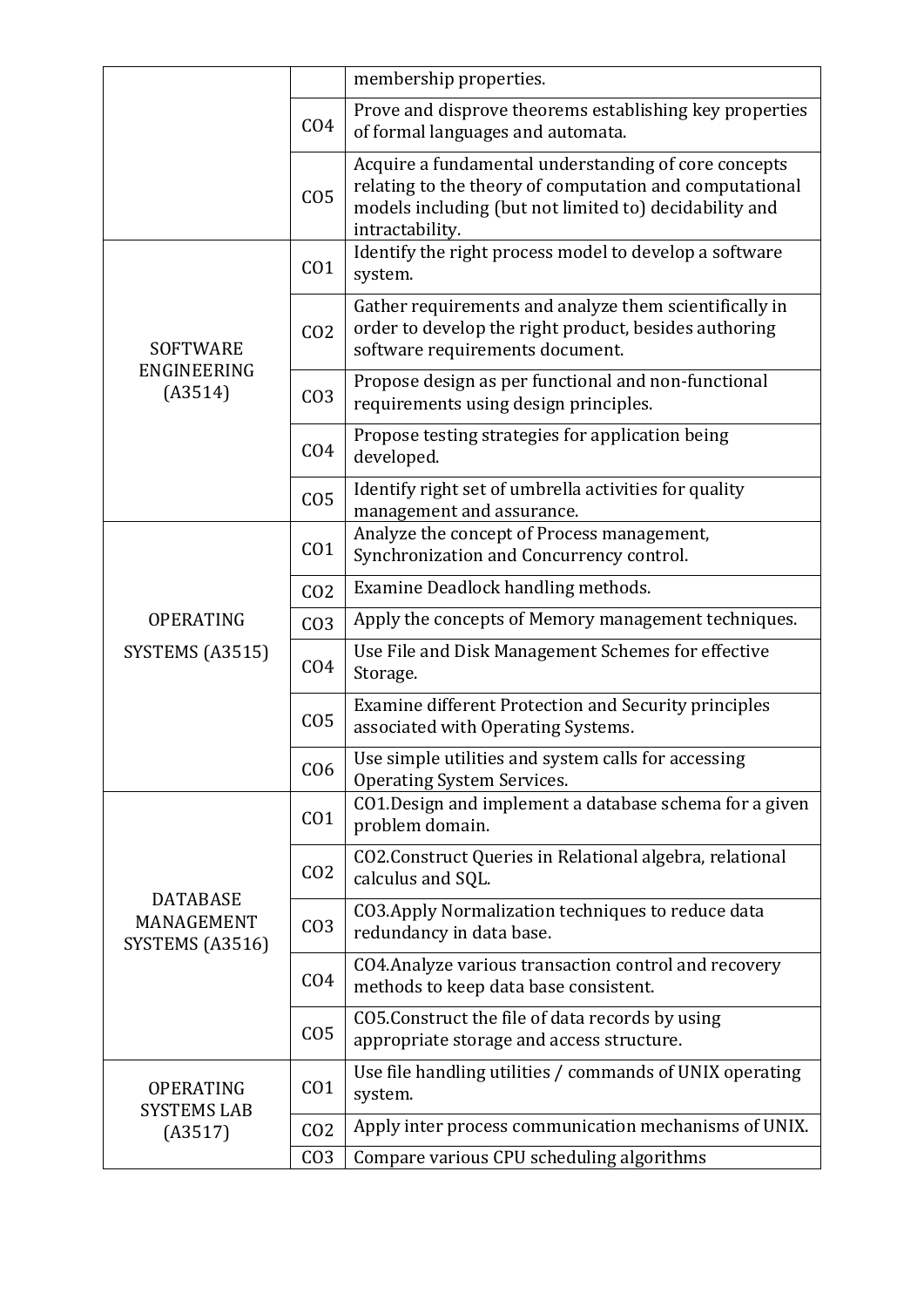| | | |
|---|---|---|
| | | membership properties. |
| | CO4 | Prove and disprove theorems establishing key properties of formal languages and automata. |
| | CO5 | Acquire a fundamental understanding of core concepts relating to the theory of computation and computational models including (but not limited to) decidability and intractability. |
| SOFTWARE ENGINEERING (A3514) | CO1 | Identify the right process model to develop a software system. |
| | CO2 | Gather requirements and analyze them scientifically in order to develop the right product, besides authoring software requirements document. |
| | CO3 | Propose design as per functional and non-functional requirements using design principles. |
| | CO4 | Propose testing strategies for application being developed. |
| | CO5 | Identify right set of umbrella activities for quality management and assurance. |
| OPERATING SYSTEMS (A3515) | CO1 | Analyze the concept of Process management, Synchronization and Concurrency control. |
| | CO2 | Examine Deadlock handling methods. |
| | CO3 | Apply the concepts of Memory management techniques. |
| | CO4 | Use File and Disk Management Schemes for effective Storage. |
| | CO5 | Examine different Protection and Security principles associated with Operating Systems. |
| | CO6 | Use simple utilities and system calls for accessing Operating System Services. |
| DATABASE MANAGEMENT SYSTEMS (A3516) | CO1 | CO1.Design and implement a database schema for a given problem domain. |
| | CO2 | CO2.Construct Queries in Relational algebra, relational calculus and SQL. |
| | CO3 | CO3.Apply Normalization techniques to reduce data redundancy in data base. |
| | CO4 | CO4.Analyze various transaction control and recovery methods to keep data base consistent. |
| | CO5 | CO5.Construct the file of data records by using appropriate storage and access structure. |
| OPERATING SYSTEMS LAB (A3517) | CO1 | Use file handling utilities / commands of UNIX operating system. |
| | CO2 | Apply inter process communication mechanisms of UNIX. |
| | CO3 | Compare various CPU scheduling algorithms |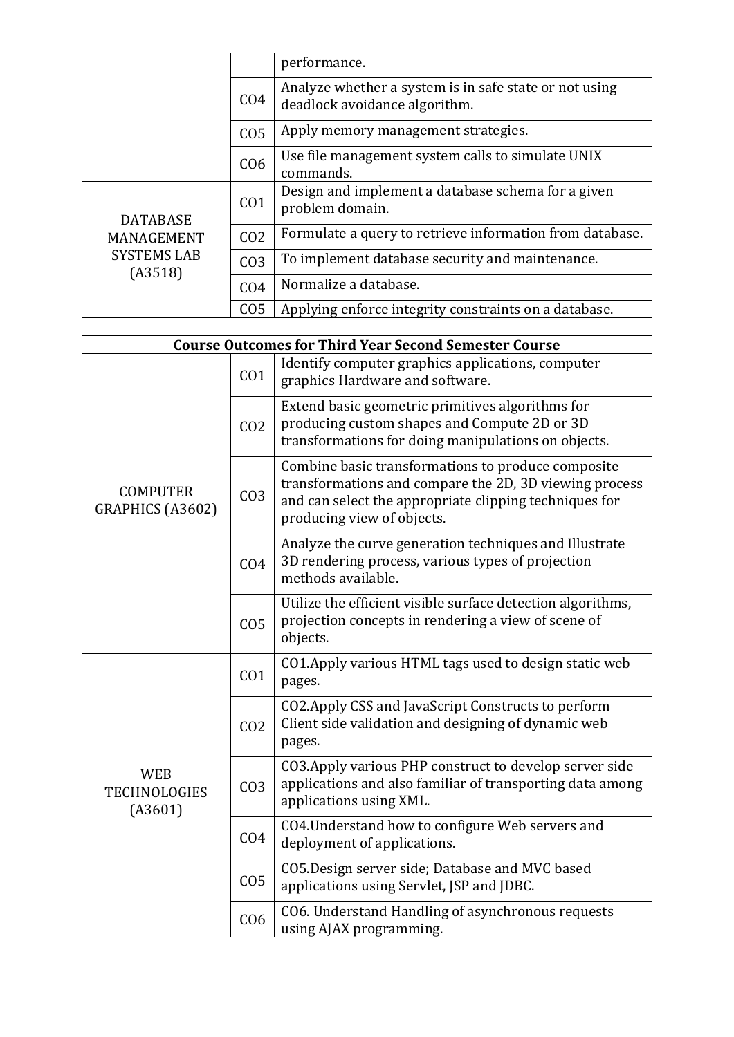|  |  |  |
|---|---|---|
|  |  | performance. |
|  | CO4 | Analyze whether a system is in safe state or not using deadlock avoidance algorithm. |
|  | CO5 | Apply memory management strategies. |
|  | CO6 | Use file management system calls to simulate UNIX commands. |
| DATABASE MANAGEMENT SYSTEMS LAB (A3518) | CO1 | Design and implement a database schema for a given problem domain. |
|  | CO2 | Formulate a query to retrieve information from database. |
|  | CO3 | To implement database security and maintenance. |
|  | CO4 | Normalize a database. |
|  | CO5 | Applying enforce integrity constraints on a database. |

| **Course Outcomes for Third Year Second Semester Course** | | |
|---|---|---|
| COMPUTER GRAPHICS (A3602) | CO1 | Identify computer graphics applications, computer graphics Hardware and software. |
|  | CO2 | Extend basic geometric primitives algorithms for producing custom shapes and Compute 2D or 3D transformations for doing manipulations on objects. |
|  | CO3 | Combine basic transformations to produce composite transformations and compare the 2D, 3D viewing process and can select the appropriate clipping techniques for producing view of objects. |
|  | CO4 | Analyze the curve generation techniques and Illustrate 3D rendering process, various types of projection methods available. |
|  | CO5 | Utilize the efficient visible surface detection algorithms, projection concepts in rendering a view of scene of objects. |
| WEB TECHNOLOGIES (A3601) | CO1 | CO1.Apply various HTML tags used to design static web pages. |
|  | CO2 | CO2.Apply CSS and JavaScript Constructs to perform Client side validation and designing of dynamic web pages. |
|  | CO3 | CO3.Apply various PHP construct to develop server side applications and also familiar of transporting data among applications using XML. |
|  | CO4 | CO4.Understand how to configure Web servers and deployment of applications. |
|  | CO5 | CO5.Design server side; Database and MVC based applications using Servlet, JSP and JDBC. |
|  | CO6 | CO6. Understand Handling of asynchronous requests using AJAX programming. |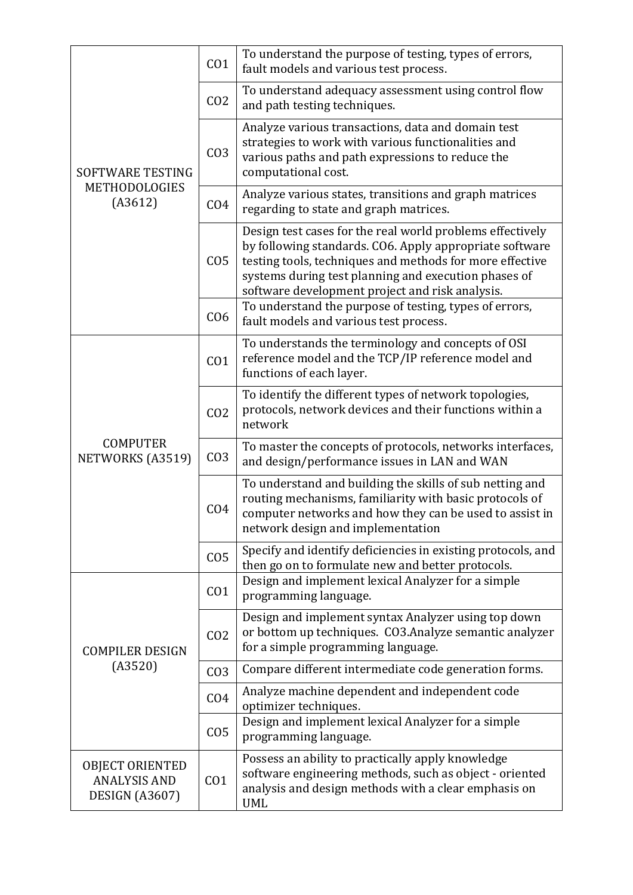| | | |
|---|---|---|
| SOFTWARE TESTING METHODOLOGIES (A3612) | CO1 | To understand the purpose of testing, types of errors, fault models and various test process. |
| | CO2 | To understand adequacy assessment using control flow and path testing techniques. |
| | CO3 | Analyze various transactions, data and domain test strategies to work with various functionalities and various paths and path expressions to reduce the computational cost. |
| | CO4 | Analyze various states, transitions and graph matrices regarding to state and graph matrices. |
| | CO5 | Design test cases for the real world problems effectively by following standards. CO6. Apply appropriate software testing tools, techniques and methods for more effective systems during test planning and execution phases of software development project and risk analysis. |
| | CO6 | To understand the purpose of testing, types of errors, fault models and various test process. |
| COMPUTER NETWORKS (A3519) | CO1 | To understands the terminology and concepts of OSI reference model and the TCP/IP reference model and functions of each layer. |
| | CO2 | To identify the different types of network topologies, protocols, network devices and their functions within a network |
| | CO3 | To master the concepts of protocols, networks interfaces, and design/performance issues in LAN and WAN |
| | CO4 | To understand and building the skills of sub netting and routing mechanisms, familiarity with basic protocols of computer networks and how they can be used to assist in network design and implementation |
| | CO5 | Specify and identify deficiencies in existing protocols, and then go on to formulate new and better protocols. |
| COMPILER DESIGN (A3520) | CO1 | Design and implement lexical Analyzer for a simple programming language. |
| | CO2 | Design and implement syntax Analyzer using top down or bottom up techniques. CO3.Analyze semantic analyzer for a simple programming language. |
| | CO3 | Compare different intermediate code generation forms. |
| | CO4 | Analyze machine dependent and independent code optimizer techniques. |
| | CO5 | Design and implement lexical Analyzer for a simple programming language. |
| OBJECT ORIENTED ANALYSIS AND DESIGN (A3607) | CO1 | Possess an ability to practically apply knowledge software engineering methods, such as object - oriented analysis and design methods with a clear emphasis on UML |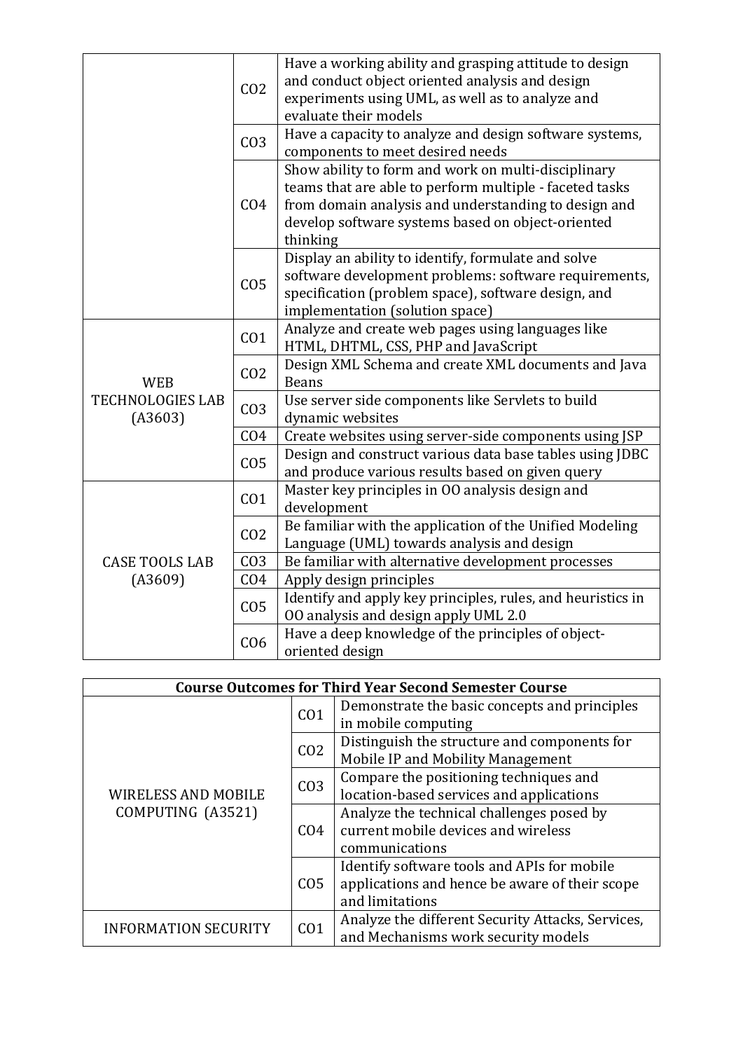| | | |
|---|---|---|
| | CO2 | Have a working ability and grasping attitude to design and conduct object oriented analysis and design experiments using UML, as well as to analyze and evaluate their models |
| | CO3 | Have a capacity to analyze and design software systems, components to meet desired needs |
| | CO4 | Show ability to form and work on multi-disciplinary teams that are able to perform multiple - faceted tasks from domain analysis and understanding to design and develop software systems based on object-oriented thinking |
| | CO5 | Display an ability to identify, formulate and solve software development problems: software requirements, specification (problem space), software design, and implementation (solution space) |
| WEB TECHNOLOGIES LAB (A3603) | CO1 | Analyze and create web pages using languages like HTML, DHTML, CSS, PHP and JavaScript |
| | CO2 | Design XML Schema and create XML documents and Java Beans |
| | CO3 | Use server side components like Servlets to build dynamic websites |
| | CO4 | Create websites using server-side components using JSP |
| | CO5 | Design and construct various data base tables using JDBC and produce various results based on given query |
| CASE TOOLS LAB (A3609) | CO1 | Master key principles in OO analysis design and development |
| | CO2 | Be familiar with the application of the Unified Modeling Language (UML) towards analysis and design |
| | CO3 | Be familiar with alternative development processes |
| | CO4 | Apply design principles |
| | CO5 | Identify and apply key principles, rules, and heuristics in OO analysis and design apply UML 2.0 |
| | CO6 | Have a deep knowledge of the principles of object-oriented design |

| **Course Outcomes for Third Year Second Semester Course** | | |
|---|---|---|
| WIRELESS AND MOBILE COMPUTING (A3521) | CO1 | Demonstrate the basic concepts and principles in mobile computing |
| | CO2 | Distinguish the structure and components for Mobile IP and Mobility Management |
| | CO3 | Compare the positioning techniques and location-based services and applications |
| | CO4 | Analyze the technical challenges posed by current mobile devices and wireless communications |
| | CO5 | Identify software tools and APIs for mobile applications and hence be aware of their scope and limitations |
| INFORMATION SECURITY | CO1 | Analyze the different Security Attacks, Services, and Mechanisms work security models |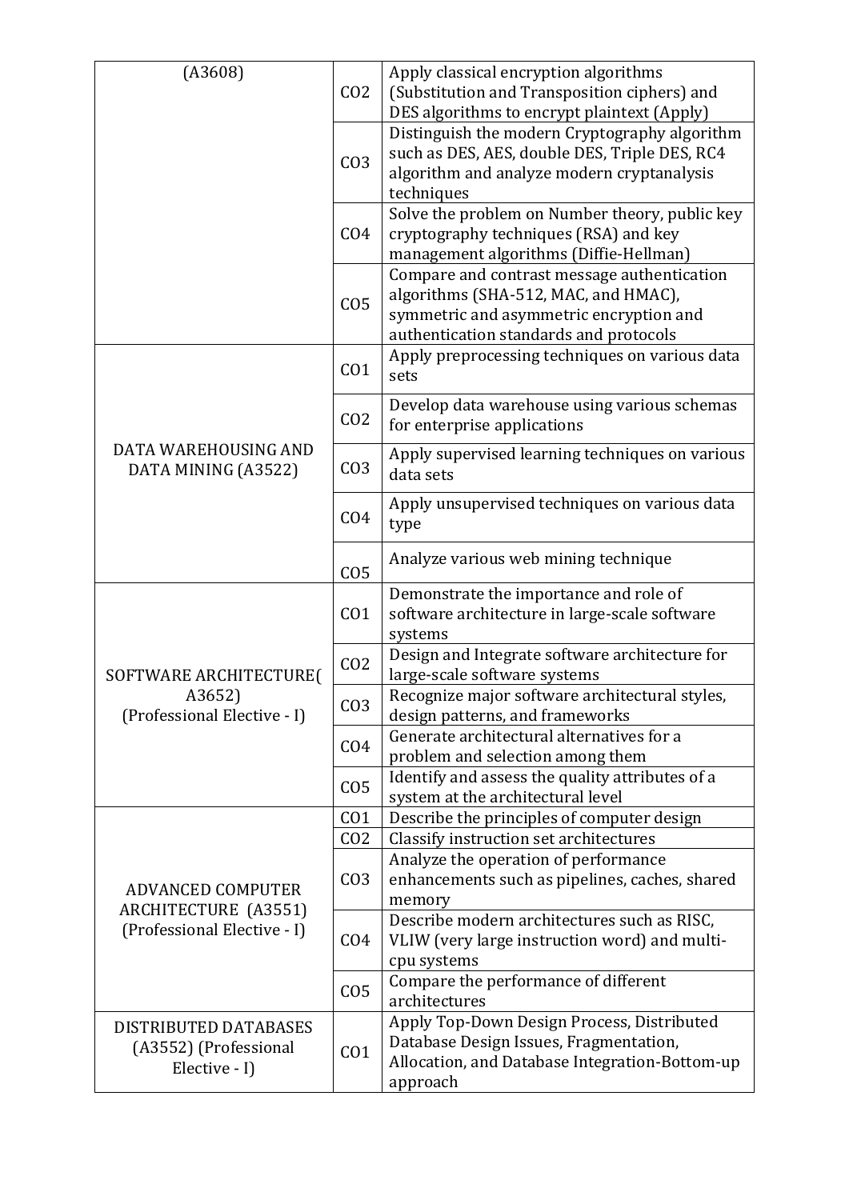| (A3608) | CO2 | Apply classical encryption algorithms (Substitution and Transposition ciphers) and DES algorithms to encrypt plaintext (Apply) |
|---|---|---|
| | CO3 | Distinguish the modern Cryptography algorithm such as DES, AES, double DES, Triple DES, RC4 algorithm and analyze modern cryptanalysis techniques |
| | CO4 | Solve the problem on Number theory, public key cryptography techniques (RSA) and key management algorithms (Diffie-Hellman) |
| | CO5 | Compare and contrast message authentication algorithms (SHA-512, MAC, and HMAC), symmetric and asymmetric encryption and authentication standards and protocols |
| DATA WAREHOUSING AND DATA MINING (A3522) | CO1 | Apply preprocessing techniques on various data sets |
| | CO2 | Develop data warehouse using various schemas for enterprise applications |
| | CO3 | Apply supervised learning techniques on various data sets |
| | CO4 | Apply unsupervised techniques on various data type |
| | CO5 | Analyze various web mining technique |
| SOFTWARE ARCHITECTURE( A3652) (Professional Elective - I) | CO1 | Demonstrate the importance and role of software architecture in large-scale software systems |
| | CO2 | Design and Integrate software architecture for large-scale software systems |
| | CO3 | Recognize major software architectural styles, design patterns, and frameworks |
| | CO4 | Generate architectural alternatives for a problem and selection among them |
| | CO5 | Identify and assess the quality attributes of a system at the architectural level |
| ADVANCED COMPUTER ARCHITECTURE (A3551) (Professional Elective - I) | CO1 | Describe the principles of computer design |
| | CO2 | Classify instruction set architectures |
| | CO3 | Analyze the operation of performance enhancements such as pipelines, caches, shared memory |
| | CO4 | Describe modern architectures such as RISC, VLIW (very large instruction word) and multi-cpu systems |
| | CO5 | Compare the performance of different architectures |
| DISTRIBUTED DATABASES (A3552) (Professional Elective - I) | CO1 | Apply Top-Down Design Process, Distributed Database Design Issues, Fragmentation, Allocation, and Database Integration-Bottom-up approach |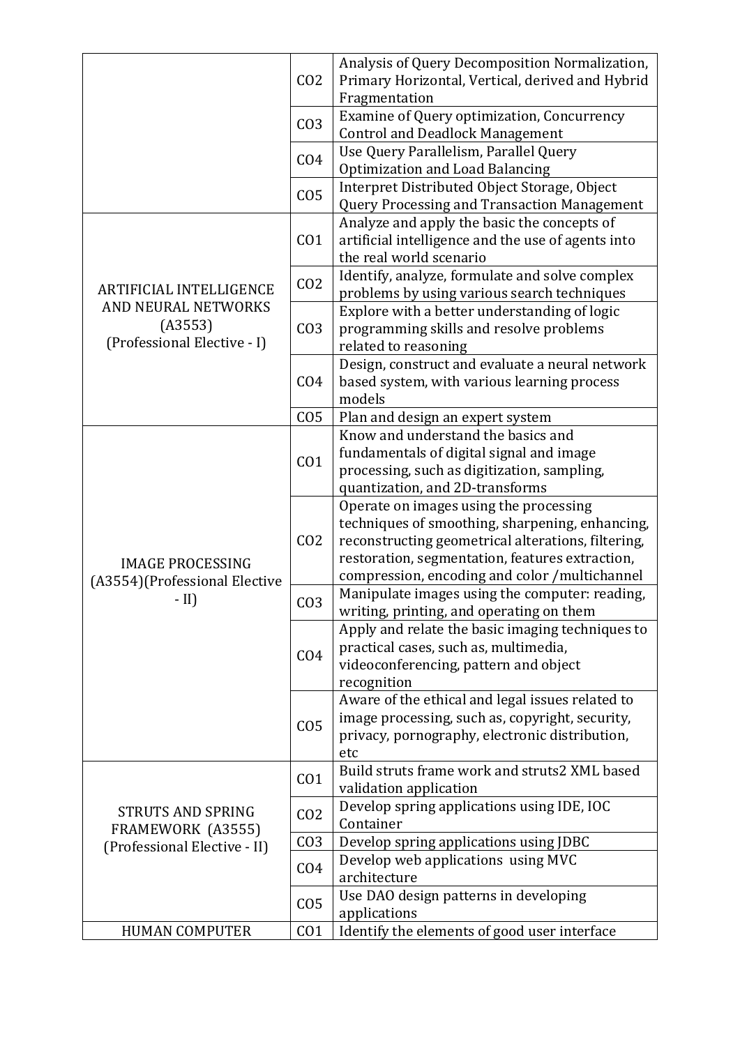| | | |
|---|---|---|
| | CO2 | Analysis of Query Decomposition Normalization, Primary Horizontal, Vertical, derived and Hybrid Fragmentation |
| | CO3 | Examine of Query optimization, Concurrency Control and Deadlock Management |
| | CO4 | Use Query Parallelism, Parallel Query Optimization and Load Balancing |
| | CO5 | Interpret Distributed Object Storage, Object Query Processing and Transaction Management |
| ARTIFICIAL INTELLIGENCE AND NEURAL NETWORKS (A3553) (Professional Elective - I) | CO1 | Analyze and apply the basic the concepts of artificial intelligence and the use of agents into the real world scenario |
| | CO2 | Identify, analyze, formulate and solve complex problems by using various search techniques |
| | CO3 | Explore with a better understanding of logic programming skills and resolve problems related to reasoning |
| | CO4 | Design, construct and evaluate a neural network based system, with various learning process models |
| | CO5 | Plan and design an expert system |
| IMAGE PROCESSING (A3554)(Professional Elective - II) | CO1 | Know and understand the basics and fundamentals of digital signal and image processing, such as digitization, sampling, quantization, and 2D-transforms |
| | CO2 | Operate on images using the processing techniques of smoothing, sharpening, enhancing, reconstructing geometrical alterations, filtering, restoration, segmentation, features extraction, compression, encoding and color /multichannel |
| | CO3 | Manipulate images using the computer: reading, writing, printing, and operating on them |
| | CO4 | Apply and relate the basic imaging techniques to practical cases, such as, multimedia, videoconferencing, pattern and object recognition |
| | CO5 | Aware of the ethical and legal issues related to image processing, such as, copyright, security, privacy, pornography, electronic distribution, etc |
| STRUTS AND SPRING FRAMEWORK (A3555) (Professional Elective - II) | CO1 | Build struts frame work and struts2 XML based validation application |
| | CO2 | Develop spring applications using IDE, IOC Container |
| | CO3 | Develop spring applications using JDBC |
| | CO4 | Develop web applications using MVC architecture |
| | CO5 | Use DAO design patterns in developing applications |
| HUMAN COMPUTER | CO1 | Identify the elements of good user interface |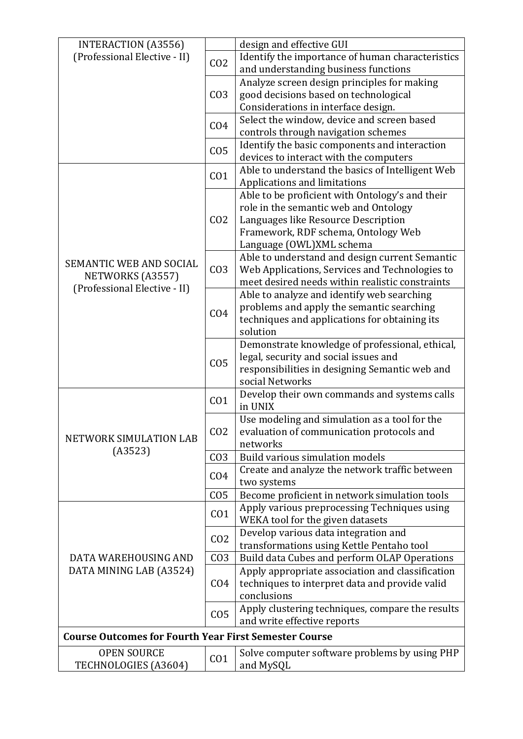| | | |
|---|---|---|
| INTERACTION (A3556) (Professional Elective - II) | | design and effective GUI |
| | CO2 | Identify the importance of human characteristics and understanding business functions |
| | CO3 | Analyze screen design principles for making good decisions based on technological Considerations in interface design. |
| | CO4 | Select the window, device and screen based controls through navigation schemes |
| | CO5 | Identify the basic components and interaction devices to interact with the computers |
| SEMANTIC WEB AND SOCIAL NETWORKS (A3557) (Professional Elective - II) | CO1 | Able to understand the basics of Intelligent Web Applications and limitations |
| | CO2 | Able to be proficient with Ontology's and their role in the semantic web and Ontology Languages like Resource Description Framework, RDF schema, Ontology Web Language (OWL)XML schema |
| | CO3 | Able to understand and design current Semantic Web Applications, Services and Technologies to meet desired needs within realistic constraints |
| | CO4 | Able to analyze and identify web searching problems and apply the semantic searching techniques and applications for obtaining its solution |
| | CO5 | Demonstrate knowledge of professional, ethical, legal, security and social issues and responsibilities in designing Semantic web and social Networks |
| NETWORK SIMULATION LAB (A3523) | CO1 | Develop their own commands and systems calls in UNIX |
| | CO2 | Use modeling and simulation as a tool for the evaluation of communication protocols and networks |
| | CO3 | Build various simulation models |
| | CO4 | Create and analyze the network traffic between two systems |
| | CO5 | Become proficient in network simulation tools |
| DATA WAREHOUSING AND DATA MINING LAB (A3524) | CO1 | Apply various preprocessing Techniques using WEKA tool for the given datasets |
| | CO2 | Develop various data integration and transformations using Kettle Pentaho tool |
| | CO3 | Build data Cubes and perform OLAP Operations |
| | CO4 | Apply appropriate association and classification techniques to interpret data and provide valid conclusions |
| | CO5 | Apply clustering techniques, compare the results and write effective reports |
| **Course Outcomes for Fourth Year First Semester Course** | | |
| OPEN SOURCE TECHNOLOGIES (A3604) | CO1 | Solve computer software problems by using PHP and MySQL |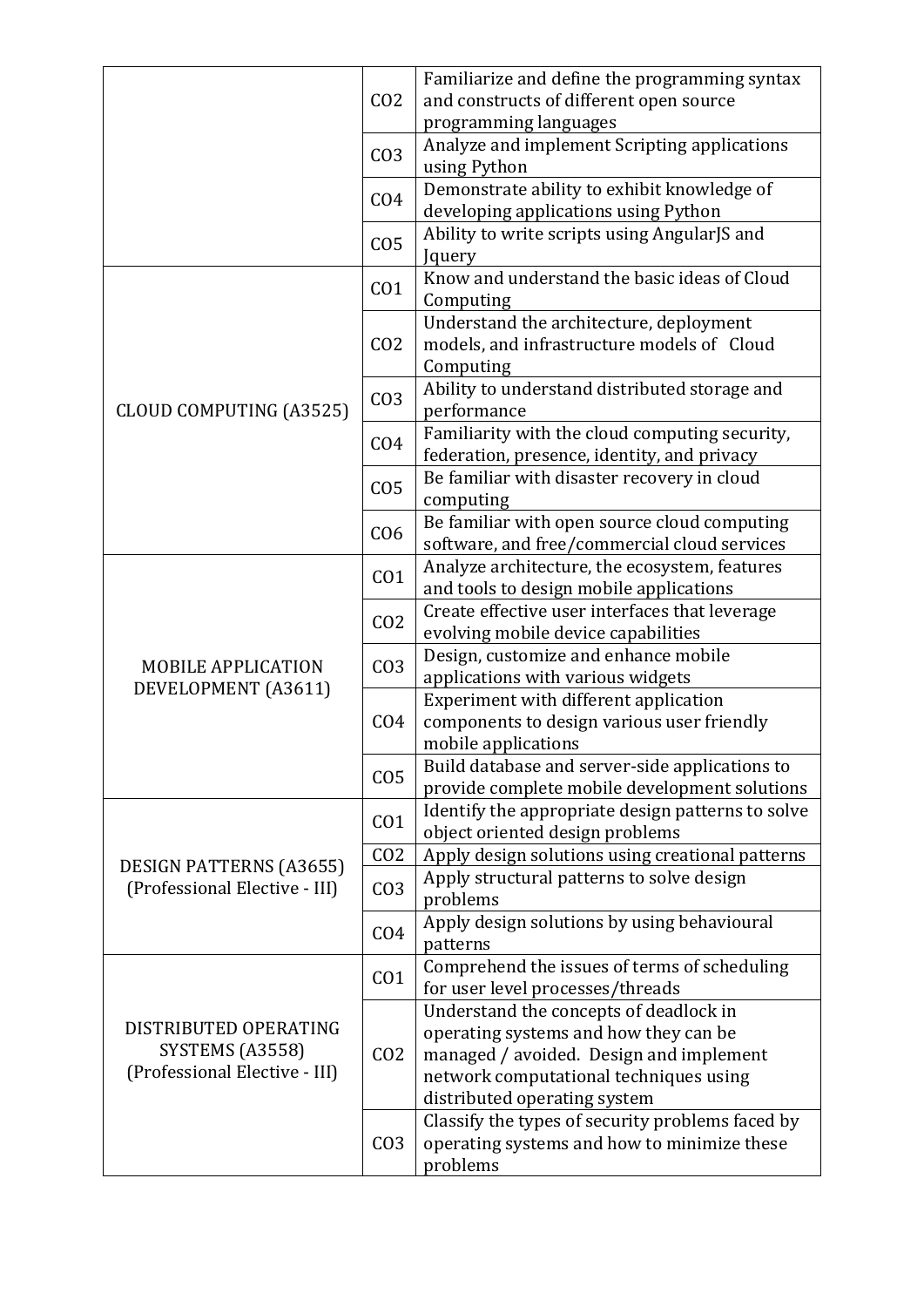| | | |
|---|---|---|
| | CO2 | Familiarize and define the programming syntax and constructs of different open source programming languages |
| | CO3 | Analyze and implement Scripting applications using Python |
| | CO4 | Demonstrate ability to exhibit knowledge of developing applications using Python |
| | CO5 | Ability to write scripts using AngularJS and Jquery |
| CLOUD COMPUTING (A3525) | CO1 | Know and understand the basic ideas of Cloud Computing |
| | CO2 | Understand the architecture, deployment models, and infrastructure models of Cloud Computing |
| | CO3 | Ability to understand distributed storage and performance |
| | CO4 | Familiarity with the cloud computing security, federation, presence, identity, and privacy |
| | CO5 | Be familiar with disaster recovery in cloud computing |
| | CO6 | Be familiar with open source cloud computing software, and free/commercial cloud services |
| MOBILE APPLICATION DEVELOPMENT (A3611) | CO1 | Analyze architecture, the ecosystem, features and tools to design mobile applications |
| | CO2 | Create effective user interfaces that leverage evolving mobile device capabilities |
| | CO3 | Design, customize and enhance mobile applications with various widgets |
| | CO4 | Experiment with different application components to design various user friendly mobile applications |
| | CO5 | Build database and server-side applications to provide complete mobile development solutions |
| DESIGN PATTERNS (A3655) (Professional Elective - III) | CO1 | Identify the appropriate design patterns to solve object oriented design problems |
| | CO2 | Apply design solutions using creational patterns |
| | CO3 | Apply structural patterns to solve design problems |
| | CO4 | Apply design solutions by using behavioural patterns |
| DISTRIBUTED OPERATING SYSTEMS (A3558) (Professional Elective - III) | CO1 | Comprehend the issues of terms of scheduling for user level processes/threads |
| | CO2 | Understand the concepts of deadlock in operating systems and how they can be managed / avoided. Design and implement network computational techniques using distributed operating system |
| | CO3 | Classify the types of security problems faced by operating systems and how to minimize these problems |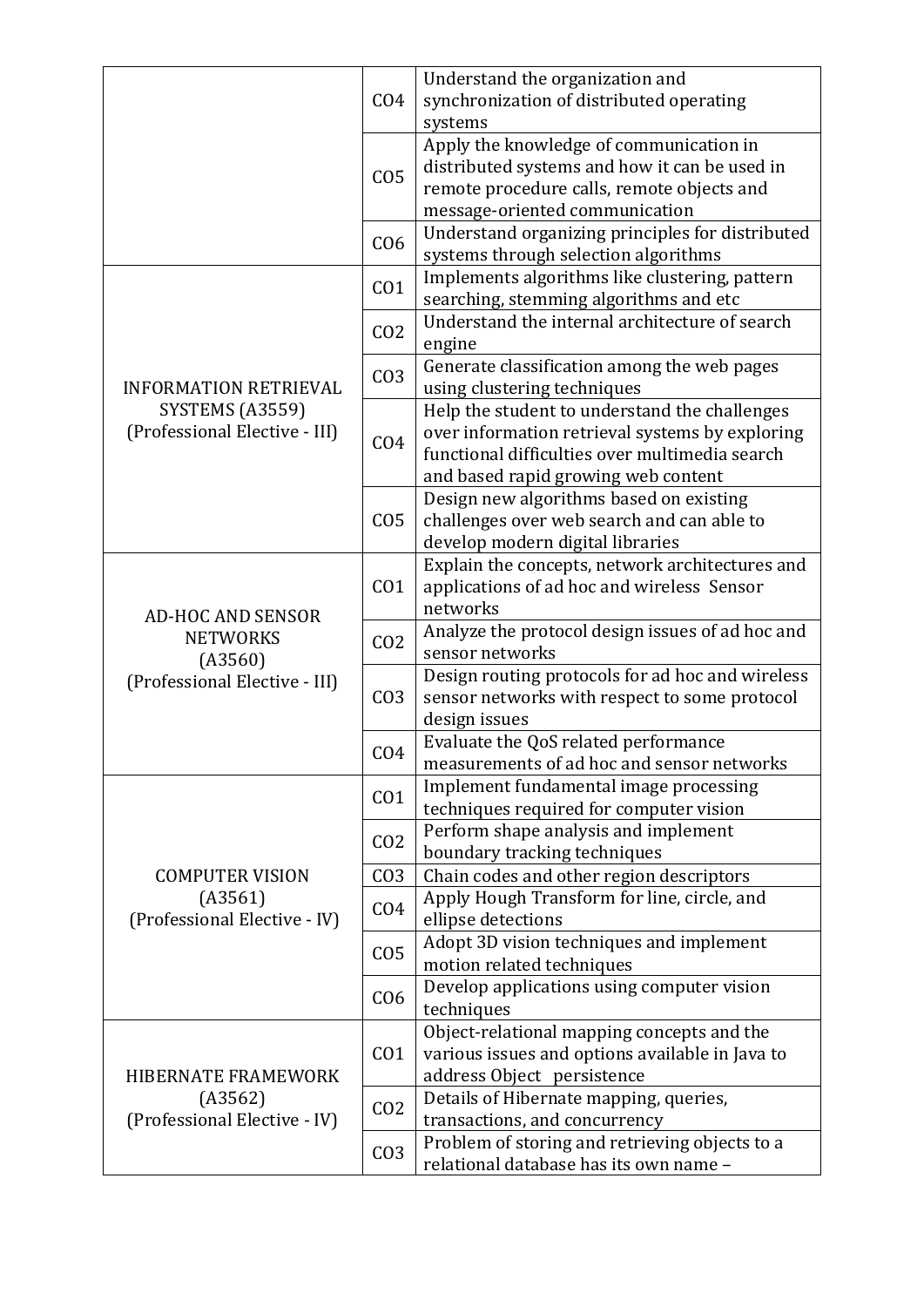| | | |
|---|---|---|
| | CO4 | Understand the organization and synchronization of distributed operating systems |
| | CO5 | Apply the knowledge of communication in distributed systems and how it can be used in remote procedure calls, remote objects and message-oriented communication |
| | CO6 | Understand organizing principles for distributed systems through selection algorithms |
| INFORMATION RETRIEVAL SYSTEMS (A3559) (Professional Elective - III) | CO1 | Implements algorithms like clustering, pattern searching, stemming algorithms and etc |
| | CO2 | Understand the internal architecture of search engine |
| | CO3 | Generate classification among the web pages using clustering techniques |
| | CO4 | Help the student to understand the challenges over information retrieval systems by exploring functional difficulties over multimedia search and based rapid growing web content |
| | CO5 | Design new algorithms based on existing challenges over web search and can able to develop modern digital libraries |
| AD-HOC AND SENSOR NETWORKS (A3560) (Professional Elective - III) | CO1 | Explain the concepts, network architectures and applications of ad hoc and wireless Sensor networks |
| | CO2 | Analyze the protocol design issues of ad hoc and sensor networks |
| | CO3 | Design routing protocols for ad hoc and wireless sensor networks with respect to some protocol design issues |
| | CO4 | Evaluate the QoS related performance measurements of ad hoc and sensor networks |
| COMPUTER VISION (A3561) (Professional Elective - IV) | CO1 | Implement fundamental image processing techniques required for computer vision |
| | CO2 | Perform shape analysis and implement boundary tracking techniques |
| | CO3 | Chain codes and other region descriptors |
| | CO4 | Apply Hough Transform for line, circle, and ellipse detections |
| | CO5 | Adopt 3D vision techniques and implement motion related techniques |
| | CO6 | Develop applications using computer vision techniques |
| HIBERNATE FRAMEWORK (A3562) (Professional Elective - IV) | CO1 | Object-relational mapping concepts and the various issues and options available in Java to address Object persistence |
| | CO2 | Details of Hibernate mapping, queries, transactions, and concurrency |
| | CO3 | Problem of storing and retrieving objects to a relational database has its own name – |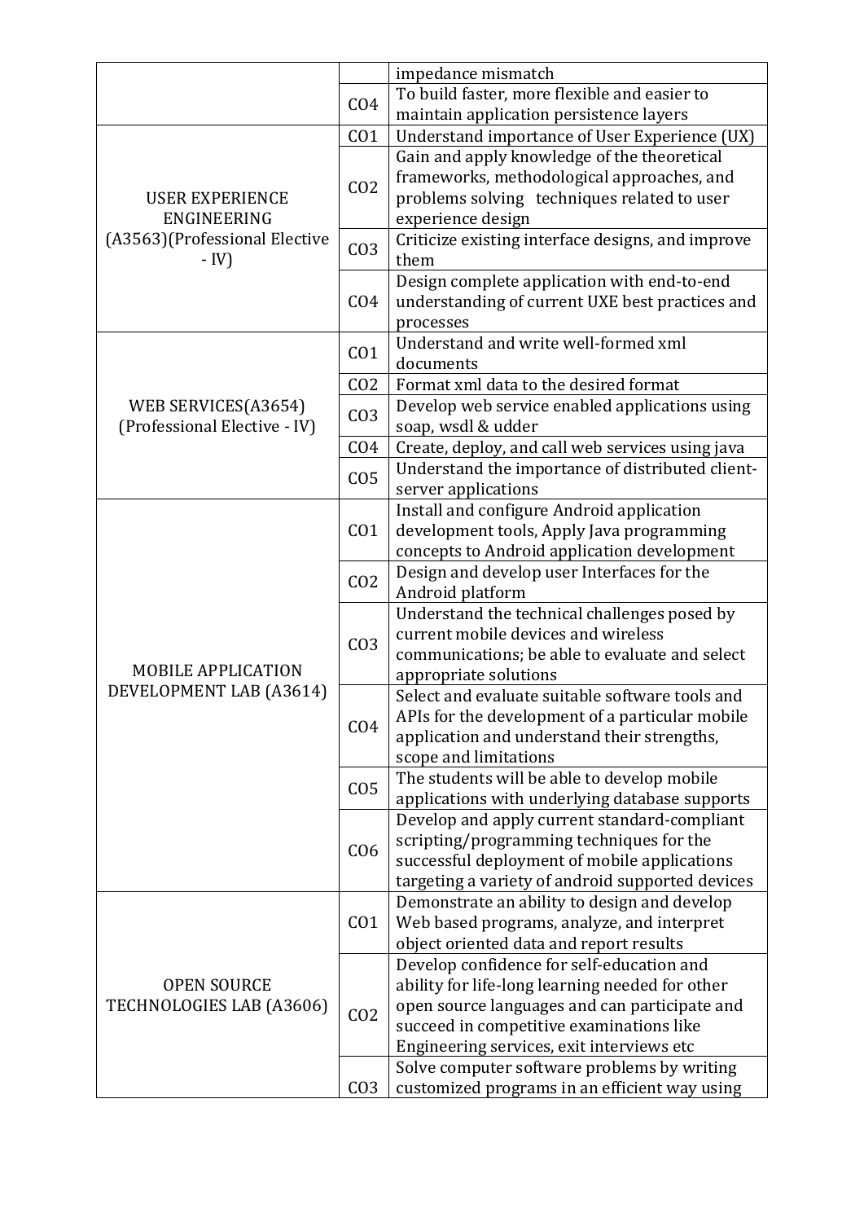| | | |
|---|---|---|
| | | impedance mismatch |
| | CO4 | To build faster, more flexible and easier to maintain application persistence layers |
| USER EXPERIENCE ENGINEERING (A3563)(Professional Elective - IV) | CO1 | Understand importance of User Experience (UX) |
| | CO2 | Gain and apply knowledge of the theoretical frameworks, methodological approaches, and problems solving techniques related to user experience design |
| | CO3 | Criticize existing interface designs, and improve them |
| | CO4 | Design complete application with end-to-end understanding of current UXE best practices and processes |
| WEB SERVICES(A3654) (Professional Elective - IV) | CO1 | Understand and write well-formed xml documents |
| | CO2 | Format xml data to the desired format |
| | CO3 | Develop web service enabled applications using soap, wsdl & udder |
| | CO4 | Create, deploy, and call web services using java |
| | CO5 | Understand the importance of distributed client-server applications |
| MOBILE APPLICATION DEVELOPMENT LAB (A3614) | CO1 | Install and configure Android application development tools, Apply Java programming concepts to Android application development |
| | CO2 | Design and develop user Interfaces for the Android platform |
| | CO3 | Understand the technical challenges posed by current mobile devices and wireless communications; be able to evaluate and select appropriate solutions |
| | CO4 | Select and evaluate suitable software tools and APIs for the development of a particular mobile application and understand their strengths, scope and limitations |
| | CO5 | The students will be able to develop mobile applications with underlying database supports |
| | CO6 | Develop and apply current standard-compliant scripting/programming techniques for the successful deployment of mobile applications targeting a variety of android supported devices |
| OPEN SOURCE TECHNOLOGIES LAB (A3606) | CO1 | Demonstrate an ability to design and develop Web based programs, analyze, and interpret object oriented data and report results |
| | CO2 | Develop confidence for self-education and ability for life-long learning needed for other open source languages and can participate and succeed in competitive examinations like Engineering services, exit interviews etc |
| | CO3 | Solve computer software problems by writing customized programs in an efficient way using |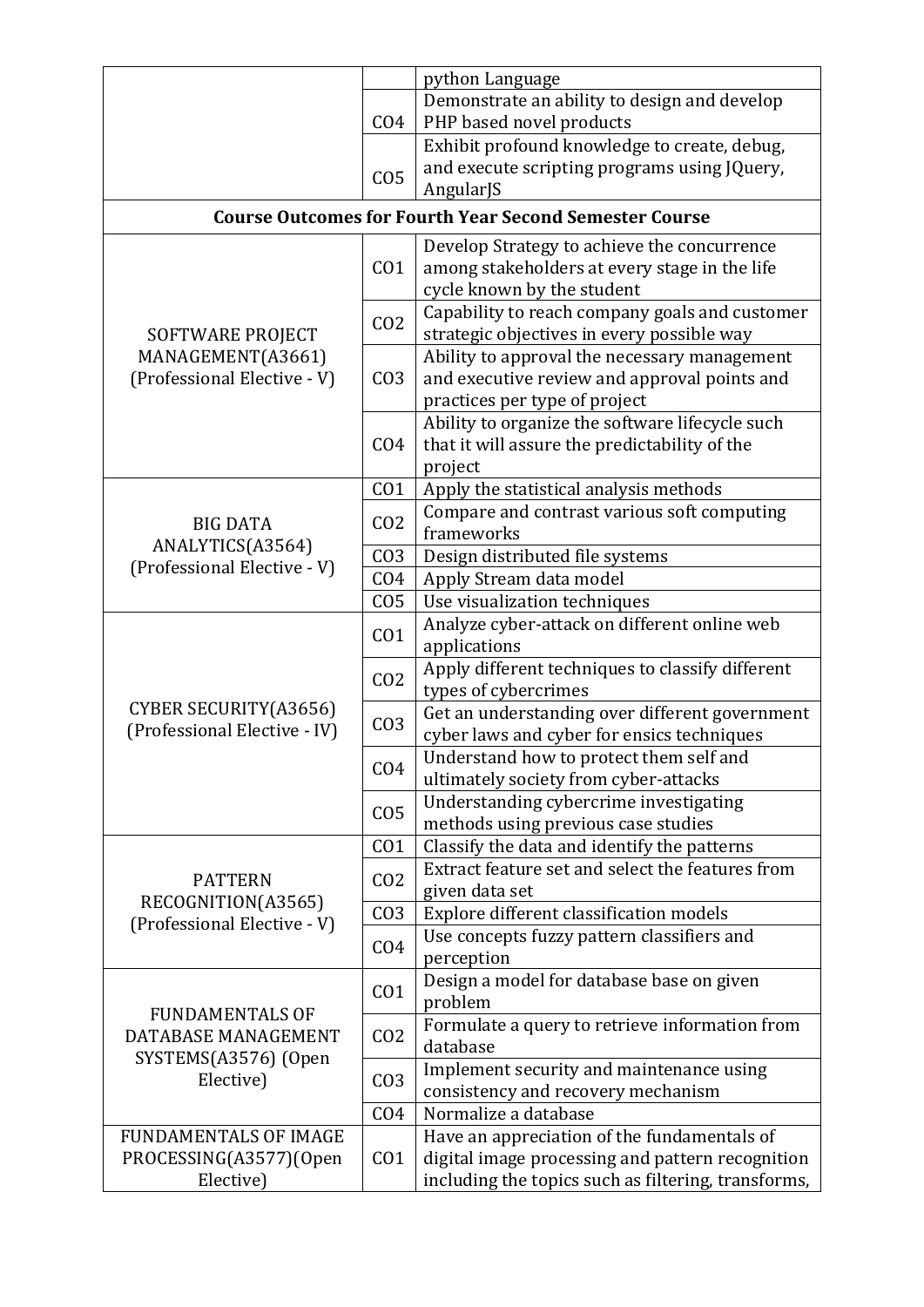| | | |
|---|---|---|
| | | python Language |
| | CO4 | Demonstrate an ability to design and develop PHP based novel products |
| | CO5 | Exhibit profound knowledge to create, debug, and execute scripting programs using JQuery, AngularJS |
| **Course Outcomes for Fourth Year Second Semester Course** | | |
| SOFTWARE PROJECT MANAGEMENT(A3661) (Professional Elective - V) | CO1 | Develop Strategy to achieve the concurrence among stakeholders at every stage in the life cycle known by the student |
| | CO2 | Capability to reach company goals and customer strategic objectives in every possible way |
| | CO3 | Ability to approval the necessary management and executive review and approval points and practices per type of project |
| | CO4 | Ability to organize the software lifecycle such that it will assure the predictability of the project |
| BIG DATA ANALYTICS(A3564) (Professional Elective - V) | CO1 | Apply the statistical analysis methods |
| | CO2 | Compare and contrast various soft computing frameworks |
| | CO3 | Design distributed file systems |
| | CO4 | Apply Stream data model |
| | CO5 | Use visualization techniques |
| CYBER SECURITY(A3656) (Professional Elective - IV) | CO1 | Analyze cyber-attack on different online web applications |
| | CO2 | Apply different techniques to classify different types of cybercrimes |
| | CO3 | Get an understanding over different government cyber laws and cyber for ensics techniques |
| | CO4 | Understand how to protect them self and ultimately society from cyber-attacks |
| | CO5 | Understanding cybercrime investigating methods using previous case studies |
| PATTERN RECOGNITION(A3565) (Professional Elective - V) | CO1 | Classify the data and identify the patterns |
| | CO2 | Extract feature set and select the features from given data set |
| | CO3 | Explore different classification models |
| | CO4 | Use concepts fuzzy pattern classifiers and perception |
| FUNDAMENTALS OF DATABASE MANAGEMENT SYSTEMS(A3576) (Open Elective) | CO1 | Design a model for database base on given problem |
| | CO2 | Formulate a query to retrieve information from database |
| | CO3 | Implement security and maintenance using consistency and recovery mechanism |
| | CO4 | Normalize a database |
| FUNDAMENTALS OF IMAGE PROCESSING(A3577)(Open Elective) | CO1 | Have an appreciation of the fundamentals of digital image processing and pattern recognition including the topics such as filtering, transforms, |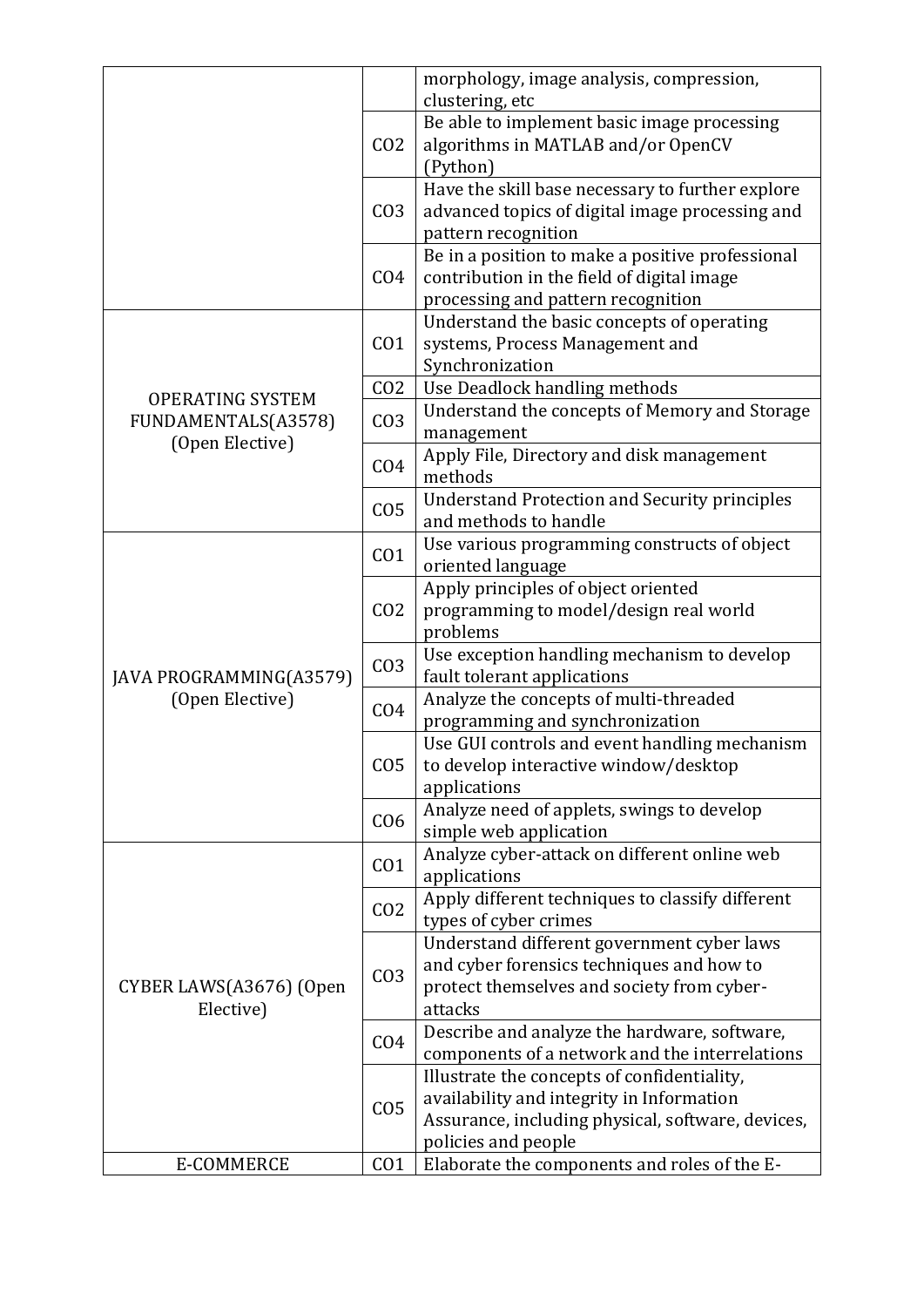| | | |
|---|---|---|
| | | morphology, image analysis, compression, clustering, etc |
| | CO2 | Be able to implement basic image processing algorithms in MATLAB and/or OpenCV (Python) |
| | CO3 | Have the skill base necessary to further explore advanced topics of digital image processing and pattern recognition |
| | CO4 | Be in a position to make a positive professional contribution in the field of digital image processing and pattern recognition |
| OPERATING SYSTEM FUNDAMENTALS(A3578) (Open Elective) | CO1 | Understand the basic concepts of operating systems, Process Management and Synchronization |
| | CO2 | Use Deadlock handling methods |
| | CO3 | Understand the concepts of Memory and Storage management |
| | CO4 | Apply File, Directory and disk management methods |
| | CO5 | Understand Protection and Security principles and methods to handle |
| JAVA PROGRAMMING(A3579) (Open Elective) | CO1 | Use various programming constructs of object oriented language |
| | CO2 | Apply principles of object oriented programming to model/design real world problems |
| | CO3 | Use exception handling mechanism to develop fault tolerant applications |
| | CO4 | Analyze the concepts of multi-threaded programming and synchronization |
| | CO5 | Use GUI controls and event handling mechanism to develop interactive window/desktop applications |
| | CO6 | Analyze need of applets, swings to develop simple web application |
| CYBER LAWS(A3676) (Open Elective) | CO1 | Analyze cyber-attack on different online web applications |
| | CO2 | Apply different techniques to classify different types of cyber crimes |
| | CO3 | Understand different government cyber laws and cyber forensics techniques and how to protect themselves and society from cyber-attacks |
| | CO4 | Describe and analyze the hardware, software, components of a network and the interrelations |
| | CO5 | Illustrate the concepts of confidentiality, availability and integrity in Information Assurance, including physical, software, devices, policies and people |
| E-COMMERCE | CO1 | Elaborate the components and roles of the E- |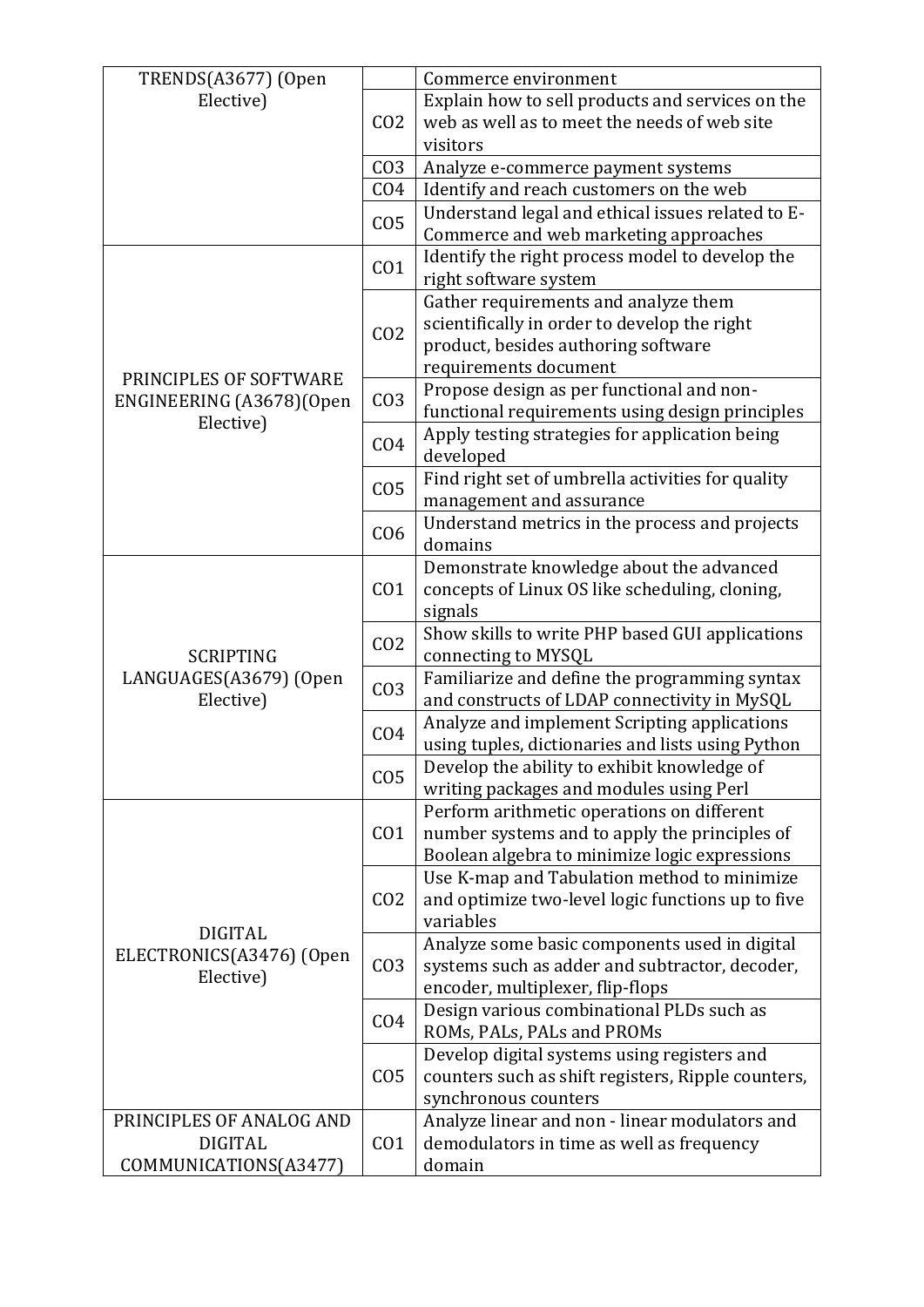| TRENDS(A3677) (Open Elective) | | Commerce environment |
|---|---|---|
| | CO2 | Explain how to sell products and services on the web as well as to meet the needs of web site visitors |
| | CO3 | Analyze e-commerce payment systems |
| | CO4 | Identify and reach customers on the web |
| | CO5 | Understand legal and ethical issues related to E-Commerce and web marketing approaches |
| PRINCIPLES OF SOFTWARE ENGINEERING (A3678)(Open Elective) | CO1 | Identify the right process model to develop the right software system |
| | CO2 | Gather requirements and analyze them scientifically in order to develop the right product, besides authoring software requirements document |
| | CO3 | Propose design as per functional and non-functional requirements using design principles |
| | CO4 | Apply testing strategies for application being developed |
| | CO5 | Find right set of umbrella activities for quality management and assurance |
| | CO6 | Understand metrics in the process and projects domains |
| SCRIPTING LANGUAGES(A3679) (Open Elective) | CO1 | Demonstrate knowledge about the advanced concepts of Linux OS like scheduling, cloning, signals |
| | CO2 | Show skills to write PHP based GUI applications connecting to MYSQL |
| | CO3 | Familiarize and define the programming syntax and constructs of LDAP connectivity in MySQL |
| | CO4 | Analyze and implement Scripting applications using tuples, dictionaries and lists using Python |
| | CO5 | Develop the ability to exhibit knowledge of writing packages and modules using Perl |
| DIGITAL ELECTRONICS(A3476) (Open Elective) | CO1 | Perform arithmetic operations on different number systems and to apply the principles of Boolean algebra to minimize logic expressions |
| | CO2 | Use K-map and Tabulation method to minimize and optimize two-level logic functions up to five variables |
| | CO3 | Analyze some basic components used in digital systems such as adder and subtractor, decoder, encoder, multiplexer, flip-flops |
| | CO4 | Design various combinational PLDs such as ROMs, PALs, PALs and PROMs |
| | CO5 | Develop digital systems using registers and counters such as shift registers, Ripple counters, synchronous counters |
| PRINCIPLES OF ANALOG AND DIGITAL COMMUNICATIONS(A3477) | CO1 | Analyze linear and non - linear modulators and demodulators in time as well as frequency domain |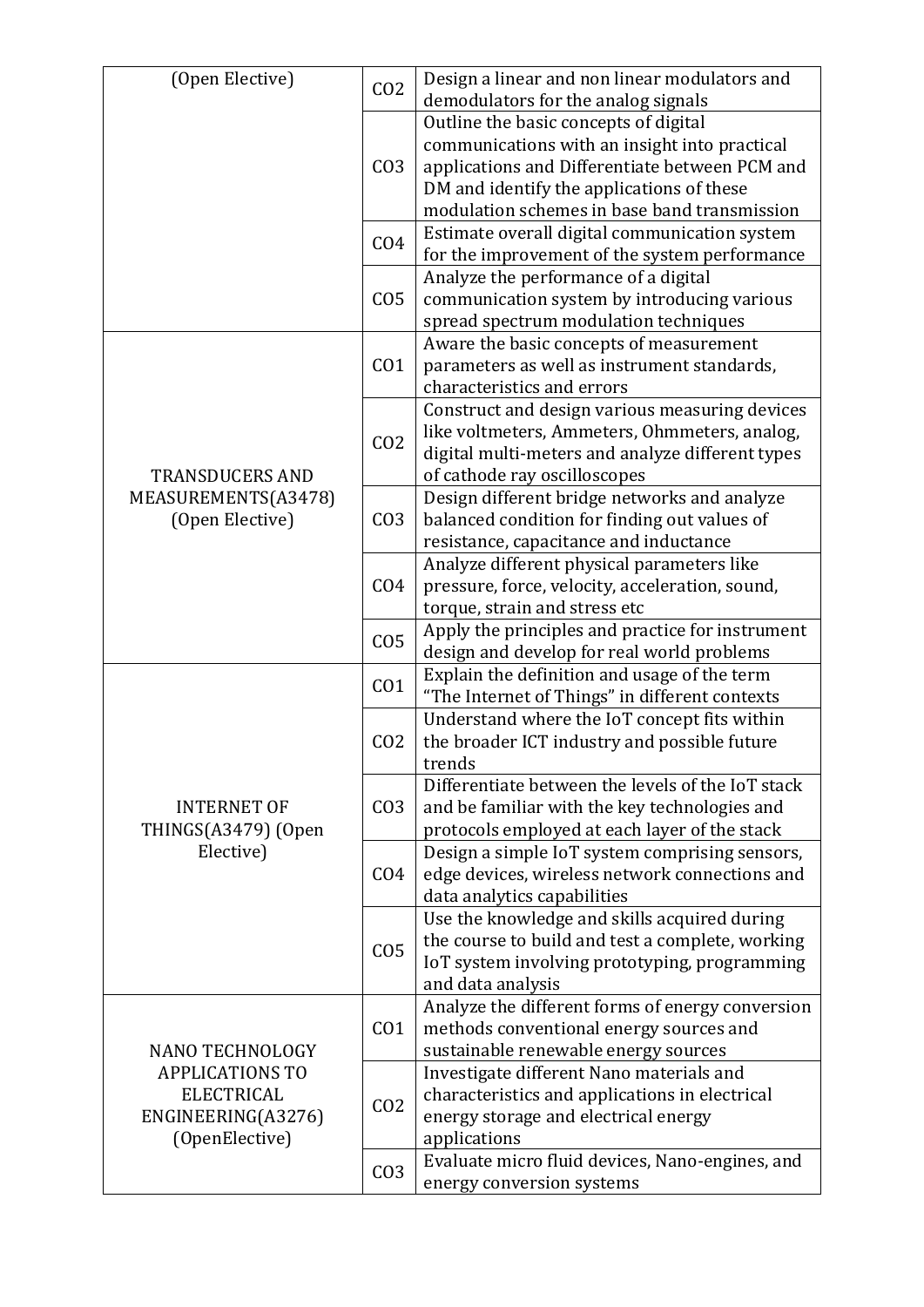| | | |
|---|---|---|
| (Open Elective) | CO2 | Design a linear and non linear modulators and demodulators for the analog signals |
| | CO3 | Outline the basic concepts of digital communications with an insight into practical applications and Differentiate between PCM and DM and identify the applications of these modulation schemes in base band transmission |
| | CO4 | Estimate overall digital communication system for the improvement of the system performance |
| | CO5 | Analyze the performance of a digital communication system by introducing various spread spectrum modulation techniques |
| TRANSDUCERS AND MEASUREMENTS(A3478) (Open Elective) | CO1 | Aware the basic concepts of measurement parameters as well as instrument standards, characteristics and errors |
| | CO2 | Construct and design various measuring devices like voltmeters, Ammeters, Ohmmeters, analog, digital multi-meters and analyze different types of cathode ray oscilloscopes |
| | CO3 | Design different bridge networks and analyze balanced condition for finding out values of resistance, capacitance and inductance |
| | CO4 | Analyze different physical parameters like pressure, force, velocity, acceleration, sound, torque, strain and stress etc |
| | CO5 | Apply the principles and practice for instrument design and develop for real world problems |
| INTERNET OF THINGS(A3479) (Open Elective) | CO1 | Explain the definition and usage of the term "The Internet of Things" in different contexts |
| | CO2 | Understand where the IoT concept fits within the broader ICT industry and possible future trends |
| | CO3 | Differentiate between the levels of the IoT stack and be familiar with the key technologies and protocols employed at each layer of the stack |
| | CO4 | Design a simple IoT system comprising sensors, edge devices, wireless network connections and data analytics capabilities |
| | CO5 | Use the knowledge and skills acquired during the course to build and test a complete, working IoT system involving prototyping, programming and data analysis |
| NANO TECHNOLOGY APPLICATIONS TO ELECTRICAL ENGINEERING(A3276) (OpenElective) | CO1 | Analyze the different forms of energy conversion methods conventional energy sources and sustainable renewable energy sources |
| | CO2 | Investigate different Nano materials and characteristics and applications in electrical energy storage and electrical energy applications |
| | CO3 | Evaluate micro fluid devices, Nano-engines, and energy conversion systems |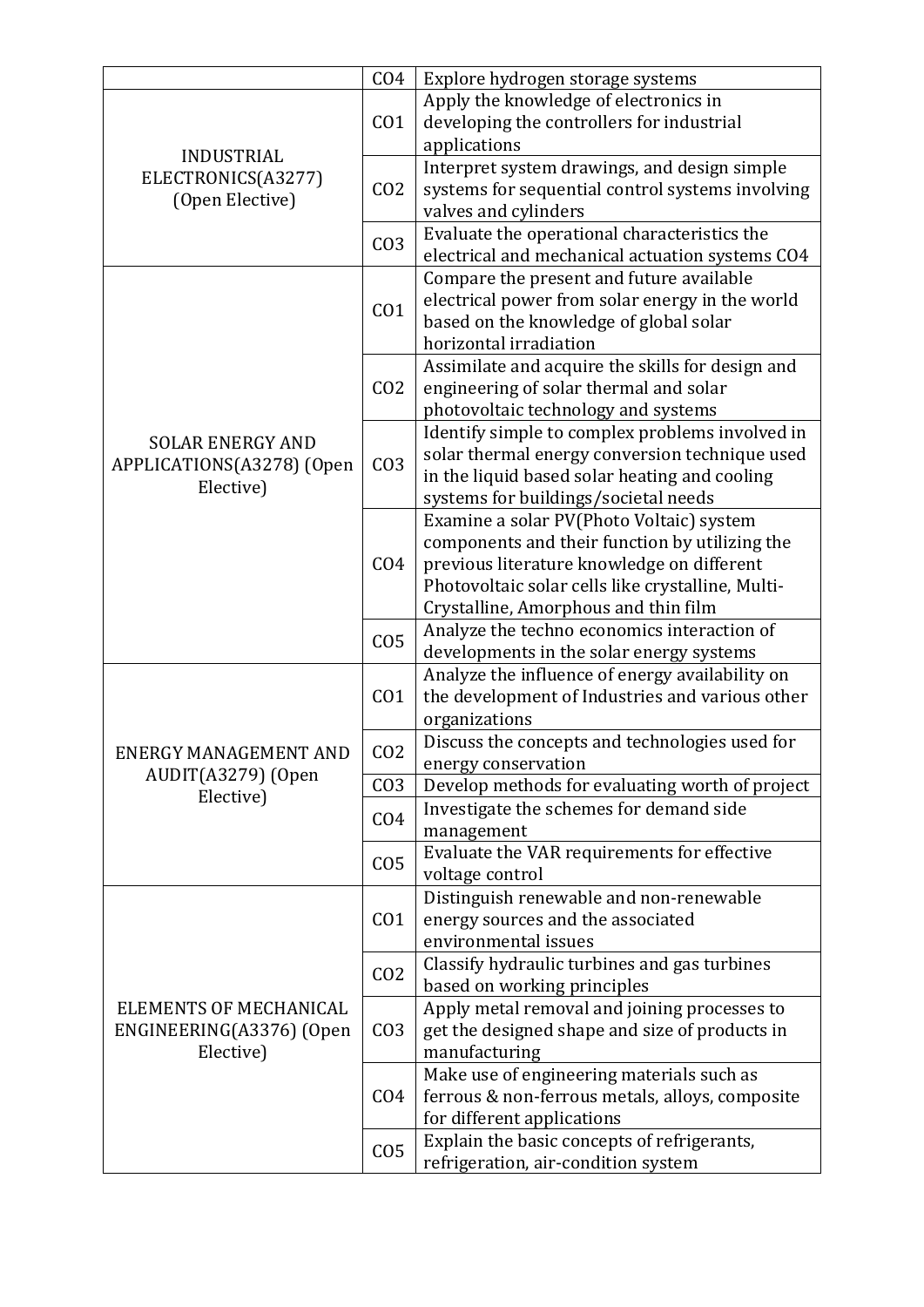| | | |
|---|---|---|
| | CO4 | Explore hydrogen storage systems |
| INDUSTRIAL ELECTRONICS(A3277) (Open Elective) | CO1 | Apply the knowledge of electronics in developing the controllers for industrial applications |
| | CO2 | Interpret system drawings, and design simple systems for sequential control systems involving valves and cylinders |
| | CO3 | Evaluate the operational characteristics the electrical and mechanical actuation systems CO4 |
| SOLAR ENERGY AND APPLICATIONS(A3278) (Open Elective) | CO1 | Compare the present and future available electrical power from solar energy in the world based on the knowledge of global solar horizontal irradiation |
| | CO2 | Assimilate and acquire the skills for design and engineering of solar thermal and solar photovoltaic technology and systems |
| | CO3 | Identify simple to complex problems involved in solar thermal energy conversion technique used in the liquid based solar heating and cooling systems for buildings/societal needs |
| | CO4 | Examine a solar PV(Photo Voltaic) system components and their function by utilizing the previous literature knowledge on different Photovoltaic solar cells like crystalline, Multi-Crystalline, Amorphous and thin film |
| | CO5 | Analyze the techno economics interaction of developments in the solar energy systems |
| ENERGY MANAGEMENT AND AUDIT(A3279) (Open Elective) | CO1 | Analyze the influence of energy availability on the development of Industries and various other organizations |
| | CO2 | Discuss the concepts and technologies used for energy conservation |
| | CO3 | Develop methods for evaluating worth of project |
| | CO4 | Investigate the schemes for demand side management |
| | CO5 | Evaluate the VAR requirements for effective voltage control |
| ELEMENTS OF MECHANICAL ENGINEERING(A3376) (Open Elective) | CO1 | Distinguish renewable and non-renewable energy sources and the associated environmental issues |
| | CO2 | Classify hydraulic turbines and gas turbines based on working principles |
| | CO3 | Apply metal removal and joining processes to get the designed shape and size of products in manufacturing |
| | CO4 | Make use of engineering materials such as ferrous & non-ferrous metals, alloys, composite for different applications |
| | CO5 | Explain the basic concepts of refrigerants, refrigeration, air-condition system |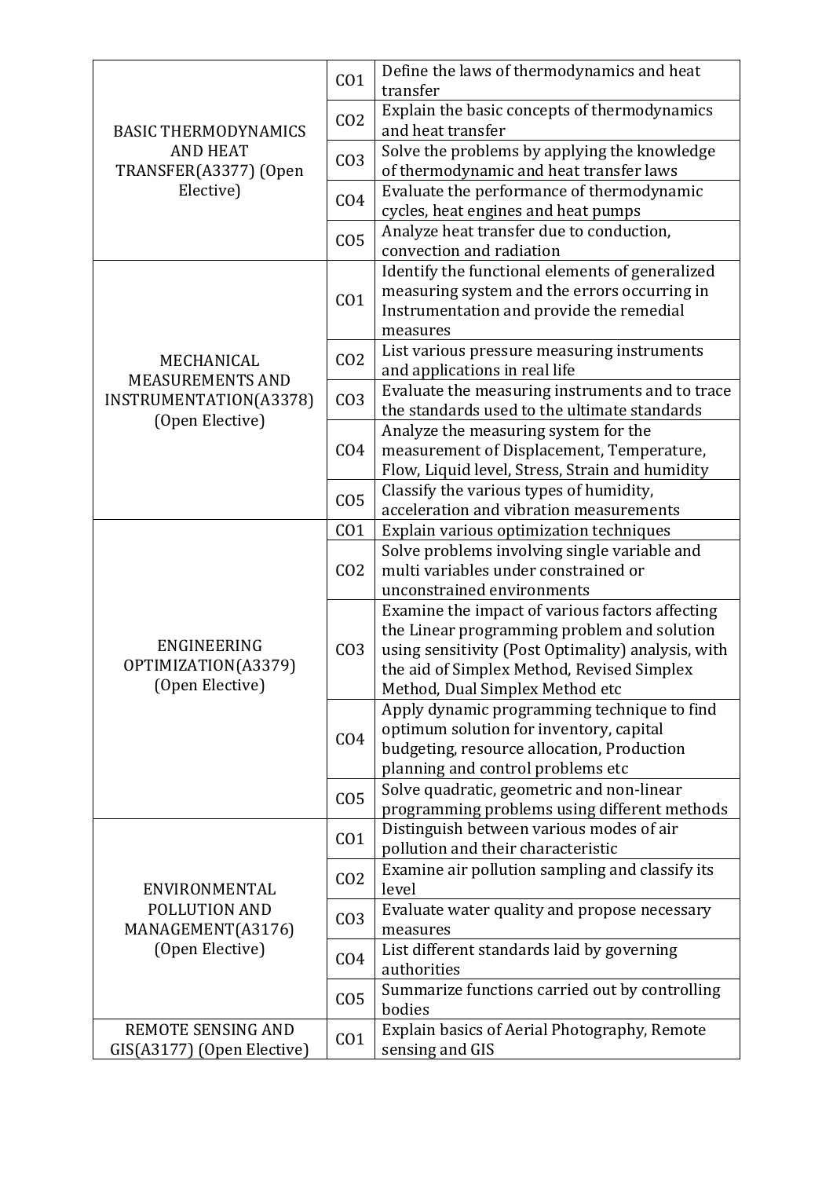| | | |
|---|---|---|
| BASIC THERMODYNAMICS AND HEAT TRANSFER(A3377) (Open Elective) | CO1 | Define the laws of thermodynamics and heat transfer |
| | CO2 | Explain the basic concepts of thermodynamics and heat transfer |
| | CO3 | Solve the problems by applying the knowledge of thermodynamic and heat transfer laws |
| | CO4 | Evaluate the performance of thermodynamic cycles, heat engines and heat pumps |
| | CO5 | Analyze heat transfer due to conduction, convection and radiation |
| MECHANICAL MEASUREMENTS AND INSTRUMENTATION(A3378) (Open Elective) | CO1 | Identify the functional elements of generalized measuring system and the errors occurring in Instrumentation and provide the remedial measures |
| | CO2 | List various pressure measuring instruments and applications in real life |
| | CO3 | Evaluate the measuring instruments and to trace the standards used to the ultimate standards |
| | CO4 | Analyze the measuring system for the measurement of Displacement, Temperature, Flow, Liquid level, Stress, Strain and humidity |
| | CO5 | Classify the various types of humidity, acceleration and vibration measurements |
| ENGINEERING OPTIMIZATION(A3379) (Open Elective) | CO1 | Explain various optimization techniques |
| | CO2 | Solve problems involving single variable and multi variables under constrained or unconstrained environments |
| | CO3 | Examine the impact of various factors affecting the Linear programming problem and solution using sensitivity (Post Optimality) analysis, with the aid of Simplex Method, Revised Simplex Method, Dual Simplex Method etc |
| | CO4 | Apply dynamic programming technique to find optimum solution for inventory, capital budgeting, resource allocation, Production planning and control problems etc |
| | CO5 | Solve quadratic, geometric and non-linear programming problems using different methods |
| ENVIRONMENTAL POLLUTION AND MANAGEMENT(A3176) (Open Elective) | CO1 | Distinguish between various modes of air pollution and their characteristic |
| | CO2 | Examine air pollution sampling and classify its level |
| | CO3 | Evaluate water quality and propose necessary measures |
| | CO4 | List different standards laid by governing authorities |
| | CO5 | Summarize functions carried out by controlling bodies |
| REMOTE SENSING AND GIS(A3177) (Open Elective) | CO1 | Explain basics of Aerial Photography, Remote sensing and GIS |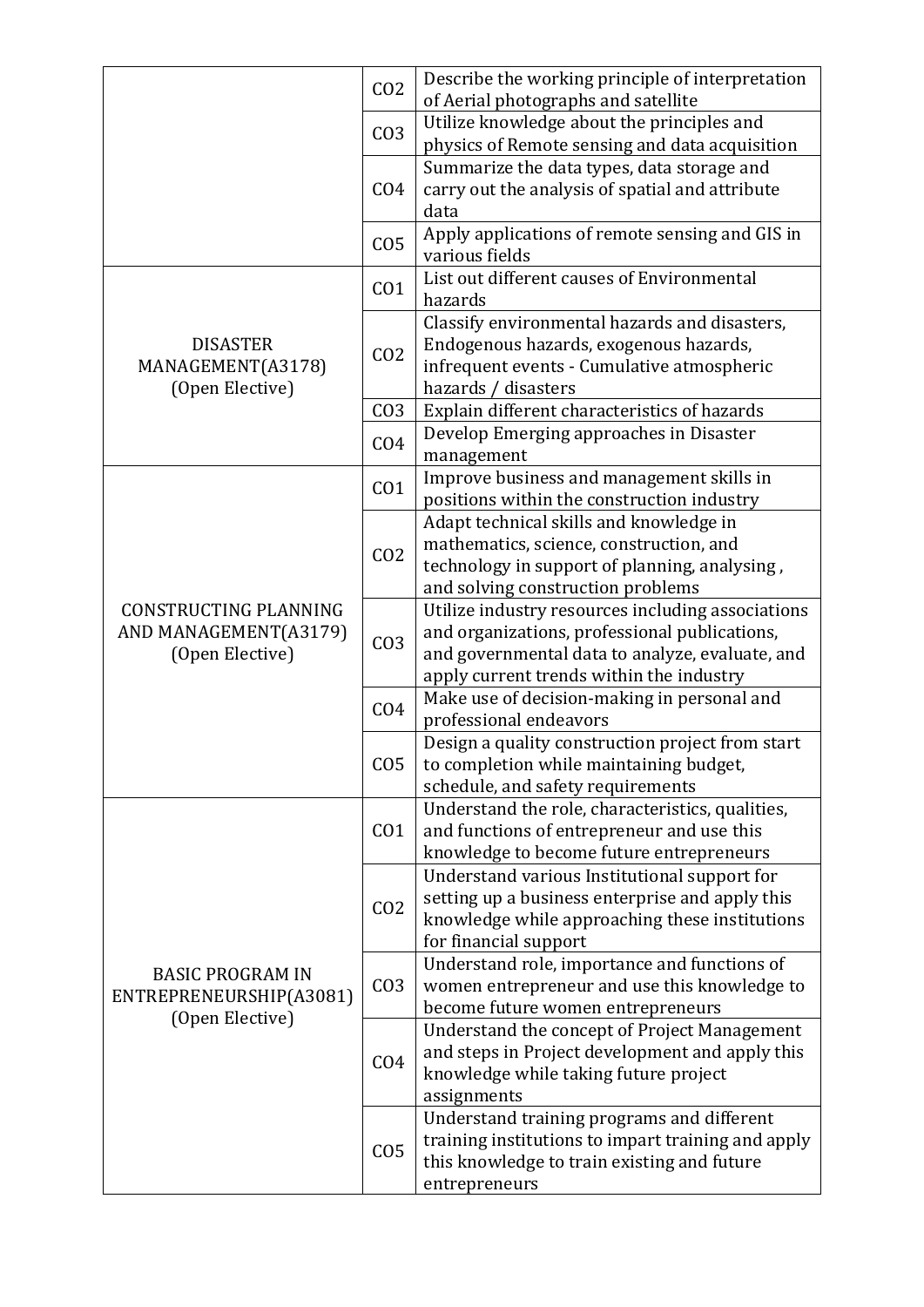| | | |
|---|---|---|
| | CO2 | Describe the working principle of interpretation of Aerial photographs and satellite |
| | CO3 | Utilize knowledge about the principles and physics of Remote sensing and data acquisition |
| | CO4 | Summarize the data types, data storage and carry out the analysis of spatial and attribute data |
| | CO5 | Apply applications of remote sensing and GIS in various fields |
| DISASTER MANAGEMENT(A3178) (Open Elective) | CO1 | List out different causes of Environmental hazards |
| | CO2 | Classify environmental hazards and disasters, Endogenous hazards, exogenous hazards, infrequent events - Cumulative atmospheric hazards / disasters |
| | CO3 | Explain different characteristics of hazards |
| | CO4 | Develop Emerging approaches in Disaster management |
| CONSTRUCTING PLANNING AND MANAGEMENT(A3179) (Open Elective) | CO1 | Improve business and management skills in positions within the construction industry |
| | CO2 | Adapt technical skills and knowledge in mathematics, science, construction, and technology in support of planning, analysing , and solving construction problems |
| | CO3 | Utilize industry resources including associations and organizations, professional publications, and governmental data to analyze, evaluate, and apply current trends within the industry |
| | CO4 | Make use of decision-making in personal and professional endeavors |
| | CO5 | Design a quality construction project from start to completion while maintaining budget, schedule, and safety requirements |
| BASIC PROGRAM IN ENTREPRENEURSHIP(A3081) (Open Elective) | CO1 | Understand the role, characteristics, qualities, and functions of entrepreneur and use this knowledge to become future entrepreneurs |
| | CO2 | Understand various Institutional support for setting up a business enterprise and apply this knowledge while approaching these institutions for financial support |
| | CO3 | Understand role, importance and functions of women entrepreneur and use this knowledge to become future women entrepreneurs |
| | CO4 | Understand the concept of Project Management and steps in Project development and apply this knowledge while taking future project assignments |
| | CO5 | Understand training programs and different training institutions to impart training and apply this knowledge to train existing and future entrepreneurs |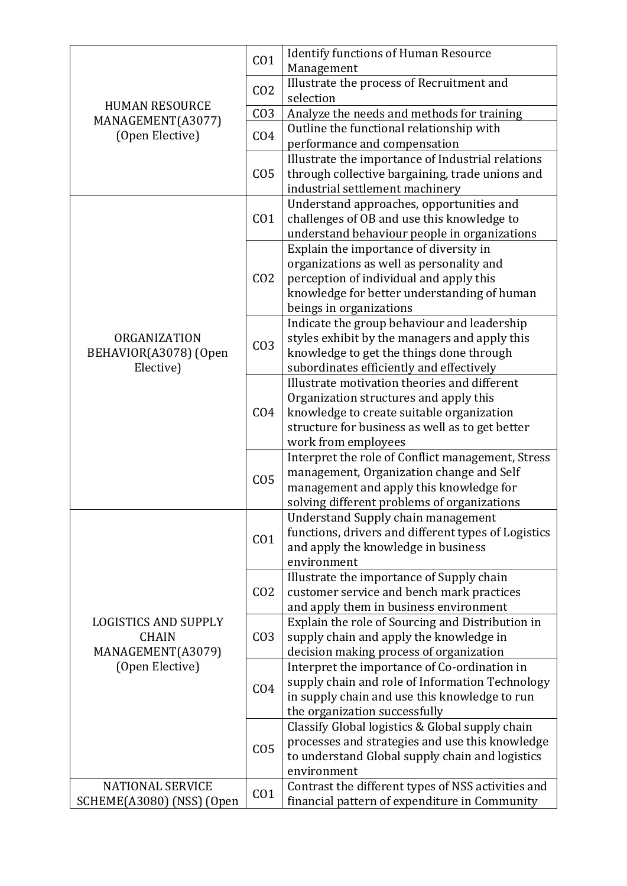| | | |
|---|---|---|
| HUMAN RESOURCE MANAGEMENT(A3077) (Open Elective) | CO1 | Identify functions of Human Resource Management |
| | CO2 | Illustrate the process of Recruitment and selection |
| | CO3 | Analyze the needs and methods for training |
| | CO4 | Outline the functional relationship with performance and compensation |
| | CO5 | Illustrate the importance of Industrial relations through collective bargaining, trade unions and industrial settlement machinery |
| ORGANIZATION BEHAVIOR(A3078) (Open Elective) | CO1 | Understand approaches, opportunities and challenges of OB and use this knowledge to understand behaviour people in organizations |
| | CO2 | Explain the importance of diversity in organizations as well as personality and perception of individual and apply this knowledge for better understanding of human beings in organizations |
| | CO3 | Indicate the group behaviour and leadership styles exhibit by the managers and apply this knowledge to get the things done through subordinates efficiently and effectively |
| | CO4 | Illustrate motivation theories and different Organization structures and apply this knowledge to create suitable organization structure for business as well as to get better work from employees |
| | CO5 | Interpret the role of Conflict management, Stress management, Organization change and Self management and apply this knowledge for solving different problems of organizations |
| LOGISTICS AND SUPPLY CHAIN MANAGEMENT(A3079) (Open Elective) | CO1 | Understand Supply chain management functions, drivers and different types of Logistics and apply the knowledge in business environment |
| | CO2 | Illustrate the importance of Supply chain customer service and bench mark practices and apply them in business environment |
| | CO3 | Explain the role of Sourcing and Distribution in supply chain and apply the knowledge in decision making process of organization |
| | CO4 | Interpret the importance of Co-ordination in supply chain and role of Information Technology in supply chain and use this knowledge to run the organization successfully |
| | CO5 | Classify Global logistics & Global supply chain processes and strategies and use this knowledge to understand Global supply chain and logistics environment |
| NATIONAL SERVICE SCHEME(A3080) (NSS) (Open | CO1 | Contrast the different types of NSS activities and financial pattern of expenditure in Community |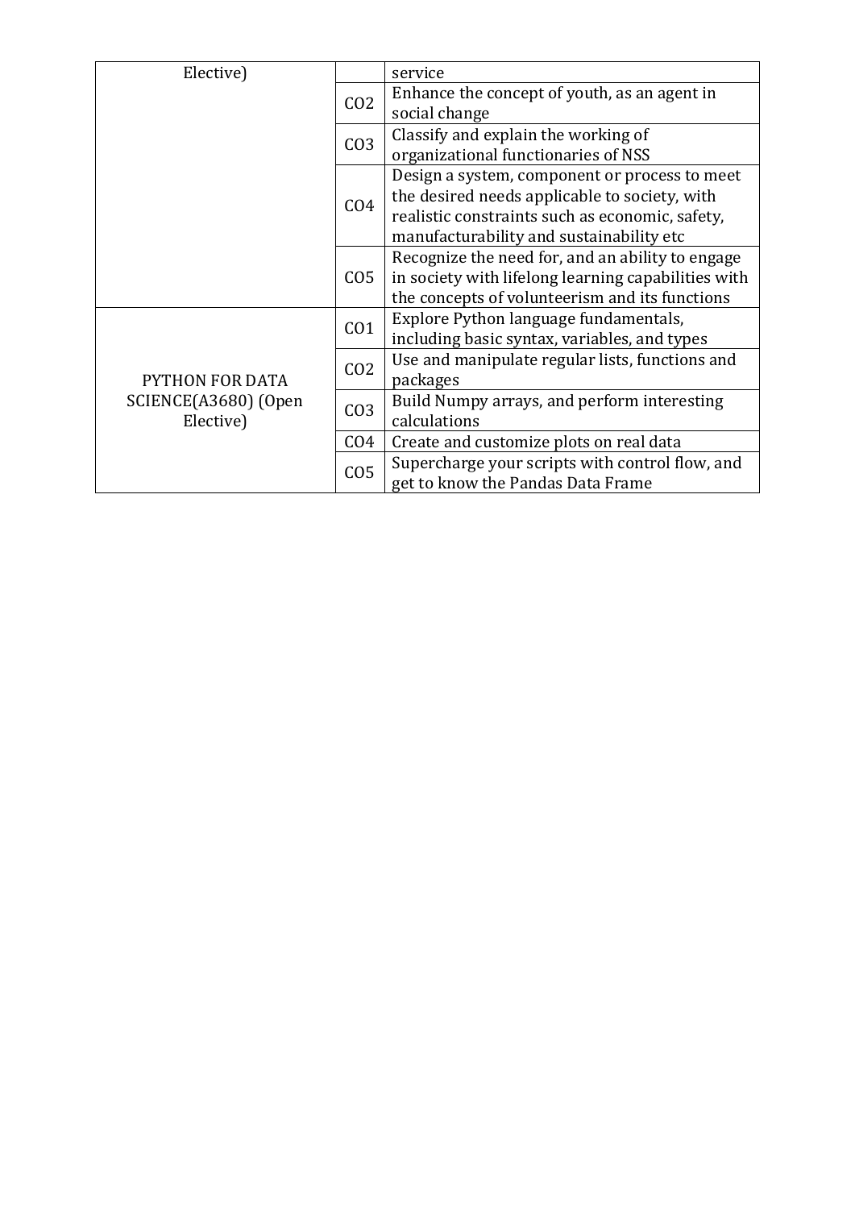| | | |
|---|---|---|
| Elective) | | service |
| | CO2 | Enhance the concept of youth, as an agent in social change |
| | CO3 | Classify and explain the working of organizational functionaries of NSS |
| | CO4 | Design a system, component or process to meet the desired needs applicable to society, with realistic constraints such as economic, safety, manufacturability and sustainability etc |
| | CO5 | Recognize the need for, and an ability to engage in society with lifelong learning capabilities with the concepts of volunteerism and its functions |
| PYTHON FOR DATA SCIENCE(A3680) (Open Elective) | CO1 | Explore Python language fundamentals, including basic syntax, variables, and types |
| | CO2 | Use and manipulate regular lists, functions and packages |
| | CO3 | Build Numpy arrays, and perform interesting calculations |
| | CO4 | Create and customize plots on real data |
| | CO5 | Supercharge your scripts with control flow, and get to know the Pandas Data Frame |